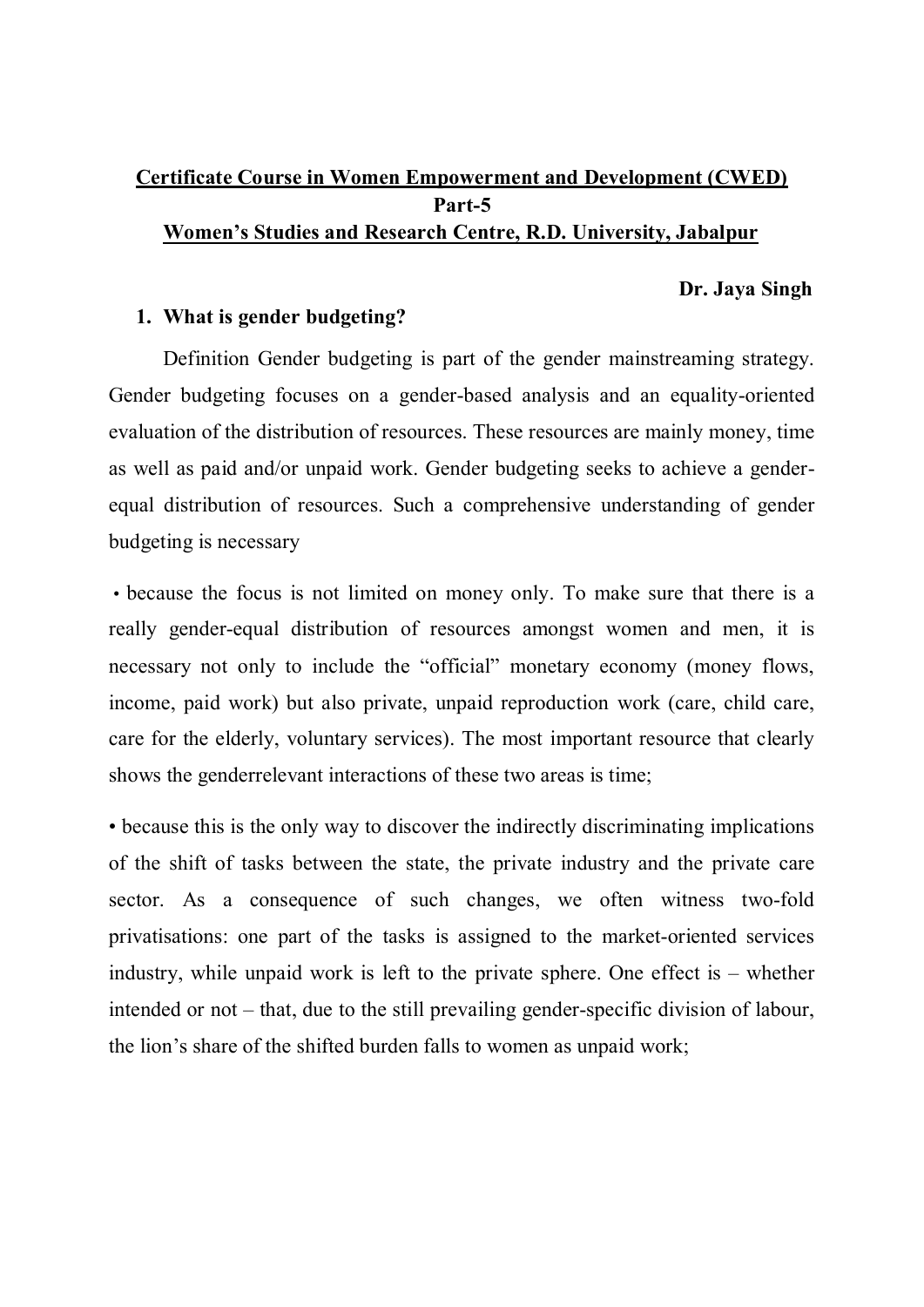**Certificate Course in Women Empowerment and Development (CWED)**

**Part-5**

**Women's Studies and Research Centre, R.D. University, Jabalpur**

**Dr. Jaya Singh**

**1. What is gender budgeting?**

Definition Gender budgeting is part of the gender mainstreaming strategy. Gender budgeting focuses on a gender-based analysis and an equality-oriented evaluation of the distribution of resources. These resources are mainly money, time as well as paid and/or unpaid work. Gender budgeting seeks to achieve a gender-equal distribution of resources. Such a comprehensive understanding of gender budgeting is necessary

- because the focus is not limited on money only. To make sure that there is a really gender-equal distribution of resources amongst women and men, it is necessary not only to include the "official" monetary economy (money flows, income, paid work) but also private, unpaid reproduction work (care, child care, care for the elderly, voluntary services). The most important resource that clearly shows the genderrelevant interactions of these two areas is time;

- because this is the only way to discover the indirectly discriminating implications of the shift of tasks between the state, the private industry and the private care sector. As a consequence of such changes, we often witness two-fold privatisations: one part of the tasks is assigned to the market-oriented services industry, while unpaid work is left to the private sphere. One effect is – whether intended or not – that, due to the still prevailing gender-specific division of labour, the lion's share of the shifted burden falls to women as unpaid work;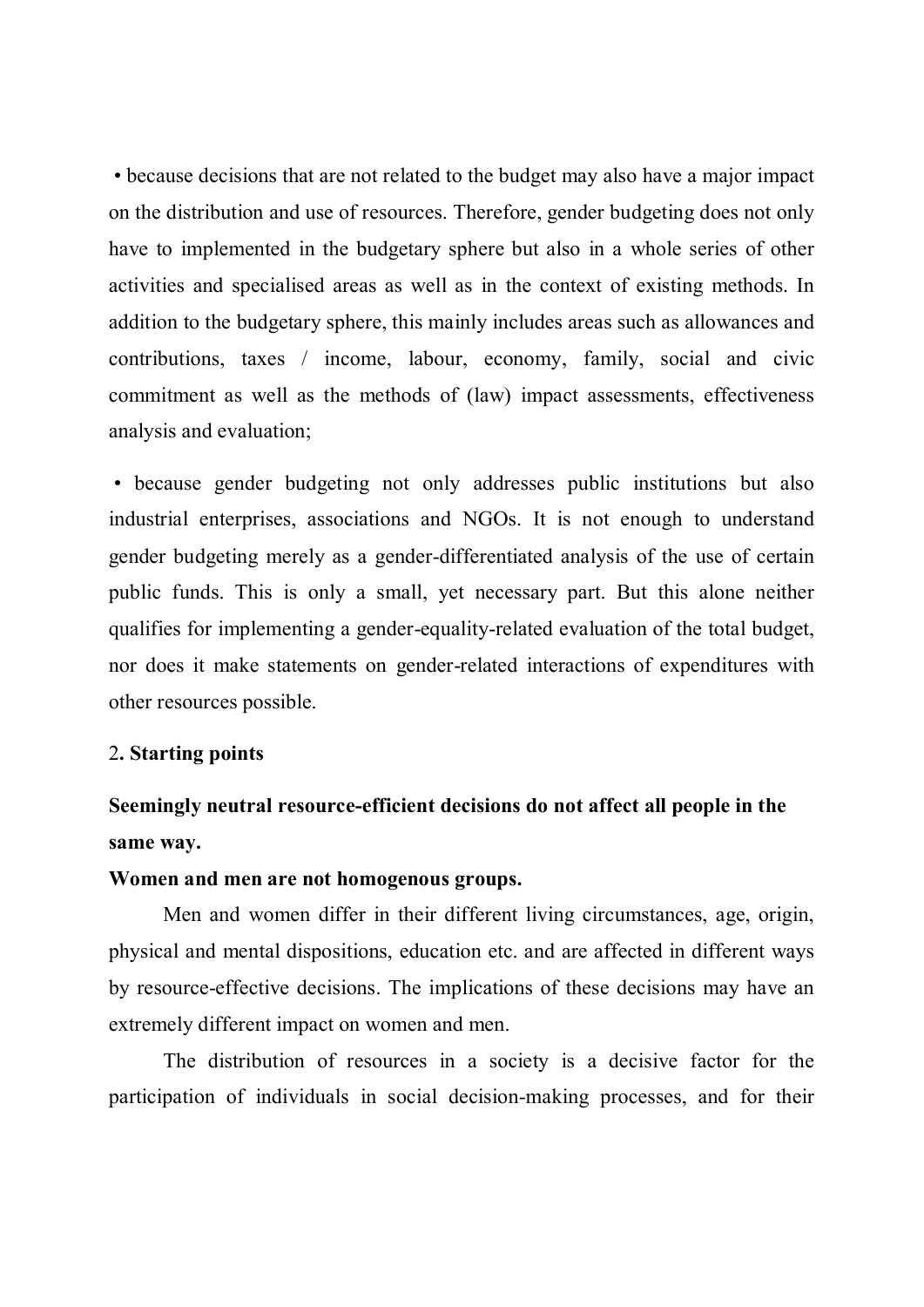- because decisions that are not related to the budget may also have a major impact on the distribution and use of resources. Therefore, gender budgeting does not only have to implemented in the budgetary sphere but also in a whole series of other activities and specialised areas as well as in the context of existing methods. In addition to the budgetary sphere, this mainly includes areas such as allowances and contributions, taxes / income, labour, economy, family, social and civic commitment as well as the methods of (law) impact assessments, effectiveness analysis and evaluation;

- because gender budgeting not only addresses public institutions but also industrial enterprises, associations and NGOs. It is not enough to understand gender budgeting merely as a gender-differentiated analysis of the use of certain public funds. This is only a small, yet necessary part. But this alone neither qualifies for implementing a gender-equality-related evaluation of the total budget, nor does it make statements on gender-related interactions of expenditures with other resources possible.

## 2. Starting points

### Seemingly neutral resource-efficient decisions do not affect all people in the same way.

**Women and men are not homogenous groups.**

Men and women differ in their different living circumstances, age, origin, physical and mental dispositions, education etc. and are affected in different ways by resource-effective decisions. The implications of these decisions may have an extremely different impact on women and men.

The distribution of resources in a society is a decisive factor for the participation of individuals in social decision-making processes, and for their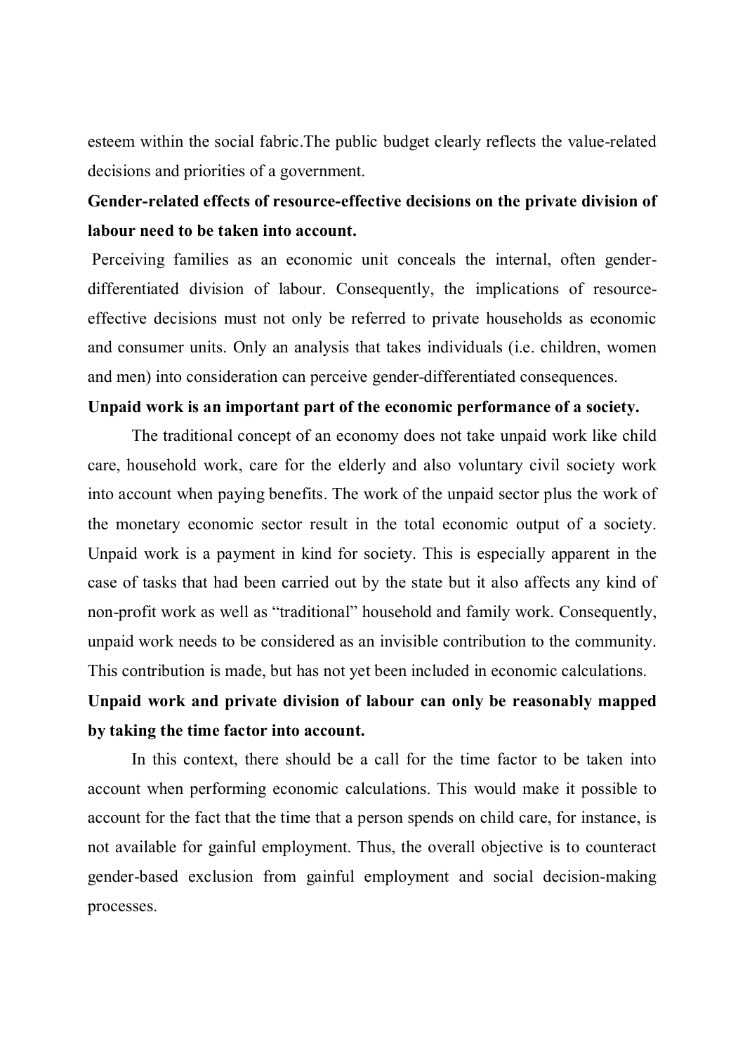esteem within the social fabric.The public budget clearly reflects the value-related decisions and priorities of a government.

**Gender-related effects of resource-effective decisions on the private division of labour need to be taken into account.**

Perceiving families as an economic unit conceals the internal, often gender-differentiated division of labour. Consequently, the implications of resource-effective decisions must not only be referred to private households as economic and consumer units. Only an analysis that takes individuals (i.e. children, women and men) into consideration can perceive gender-differentiated consequences.

**Unpaid work is an important part of the economic performance of a society.**

The traditional concept of an economy does not take unpaid work like child care, household work, care for the elderly and also voluntary civil society work into account when paying benefits. The work of the unpaid sector plus the work of the monetary economic sector result in the total economic output of a society. Unpaid work is a payment in kind for society. This is especially apparent in the case of tasks that had been carried out by the state but it also affects any kind of non-profit work as well as “traditional” household and family work. Consequently, unpaid work needs to be considered as an invisible contribution to the community. This contribution is made, but has not yet been included in economic calculations.

**Unpaid work and private division of labour can only be reasonably mapped by taking the time factor into account.**

In this context, there should be a call for the time factor to be taken into account when performing economic calculations. This would make it possible to account for the fact that the time that a person spends on child care, for instance, is not available for gainful employment. Thus, the overall objective is to counteract gender-based exclusion from gainful employment and social decision-making processes.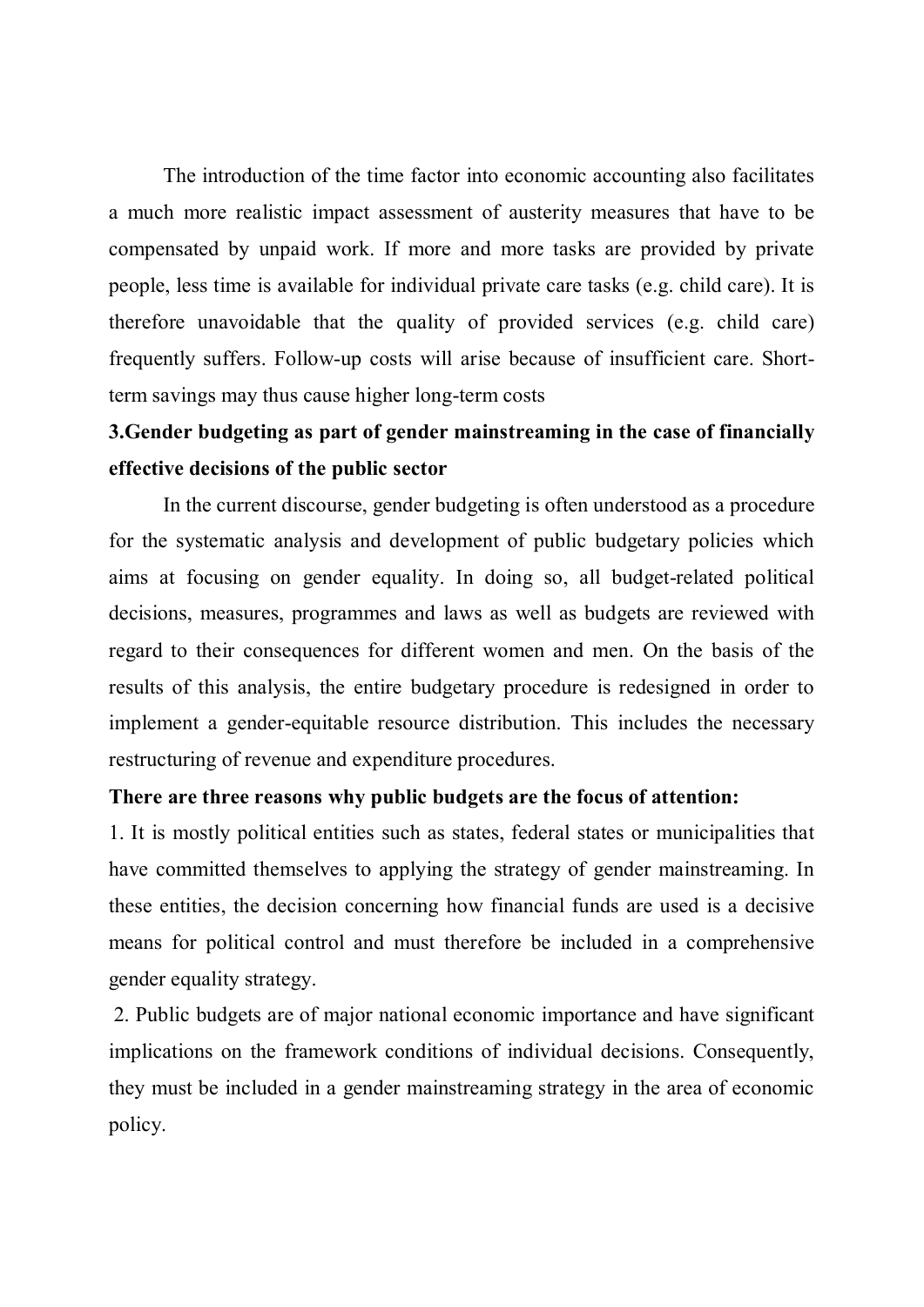The introduction of the time factor into economic accounting also facilitates a much more realistic impact assessment of austerity measures that have to be compensated by unpaid work. If more and more tasks are provided by private people, less time is available for individual private care tasks (e.g. child care). It is therefore unavoidable that the quality of provided services (e.g. child care) frequently suffers. Follow-up costs will arise because of insufficient care. Short-term savings may thus cause higher long-term costs

## 3.Gender budgeting as part of gender mainstreaming in the case of financially effective decisions of the public sector

In the current discourse, gender budgeting is often understood as a procedure for the systematic analysis and development of public budgetary policies which aims at focusing on gender equality. In doing so, all budget-related political decisions, measures, programmes and laws as well as budgets are reviewed with regard to their consequences for different women and men. On the basis of the results of this analysis, the entire budgetary procedure is redesigned in order to implement a gender-equitable resource distribution. This includes the necessary restructuring of revenue and expenditure procedures.

**There are three reasons why public budgets are the focus of attention:**

1. It is mostly political entities such as states, federal states or municipalities that have committed themselves to applying the strategy of gender mainstreaming. In these entities, the decision concerning how financial funds are used is a decisive means for political control and must therefore be included in a comprehensive gender equality strategy.
2. Public budgets are of major national economic importance and have significant implications on the framework conditions of individual decisions. Consequently, they must be included in a gender mainstreaming strategy in the area of economic policy.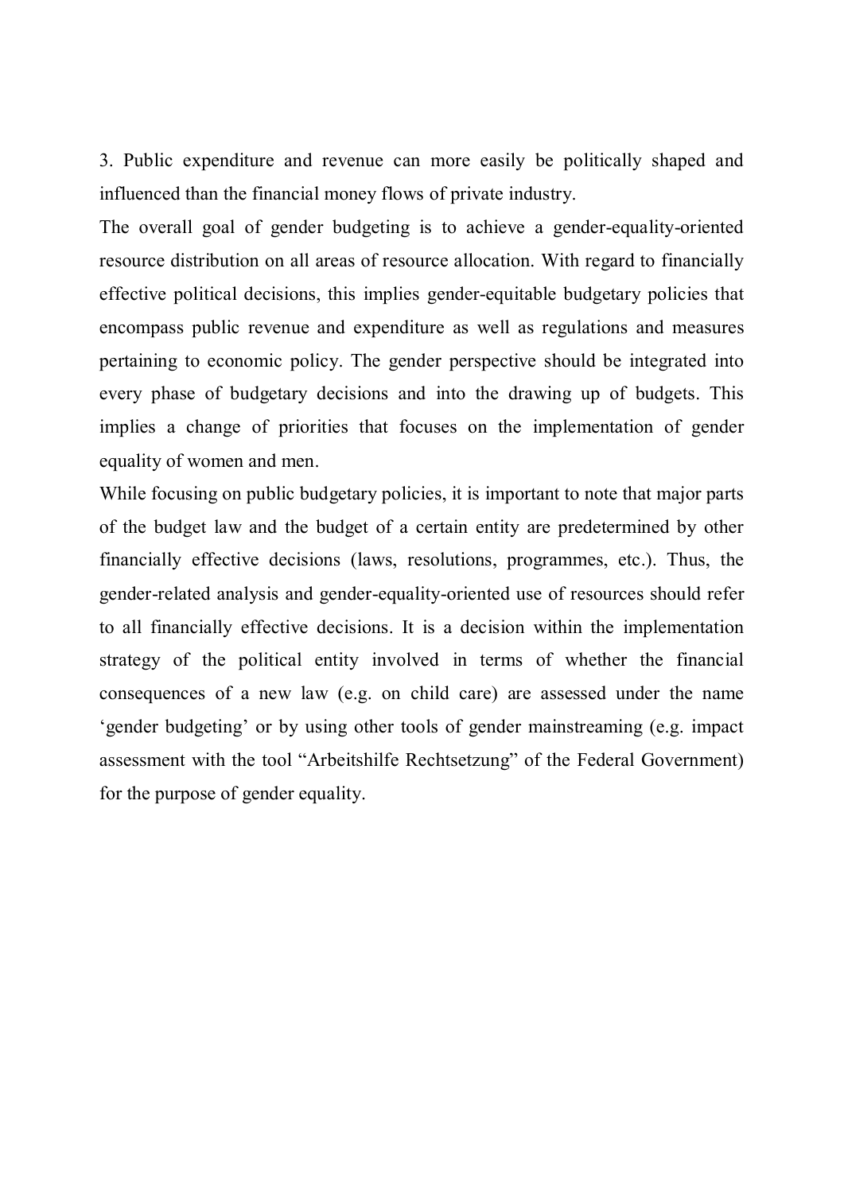3. Public expenditure and revenue can more easily be politically shaped and influenced than the financial money flows of private industry.

The overall goal of gender budgeting is to achieve a gender-equality-oriented resource distribution on all areas of resource allocation. With regard to financially effective political decisions, this implies gender-equitable budgetary policies that encompass public revenue and expenditure as well as regulations and measures pertaining to economic policy. The gender perspective should be integrated into every phase of budgetary decisions and into the drawing up of budgets. This implies a change of priorities that focuses on the implementation of gender equality of women and men.

While focusing on public budgetary policies, it is important to note that major parts of the budget law and the budget of a certain entity are predetermined by other financially effective decisions (laws, resolutions, programmes, etc.). Thus, the gender-related analysis and gender-equality-oriented use of resources should refer to all financially effective decisions. It is a decision within the implementation strategy of the political entity involved in terms of whether the financial consequences of a new law (e.g. on child care) are assessed under the name 'gender budgeting' or by using other tools of gender mainstreaming (e.g. impact assessment with the tool "Arbeitshilfe Rechtsetzung" of the Federal Government) for the purpose of gender equality.